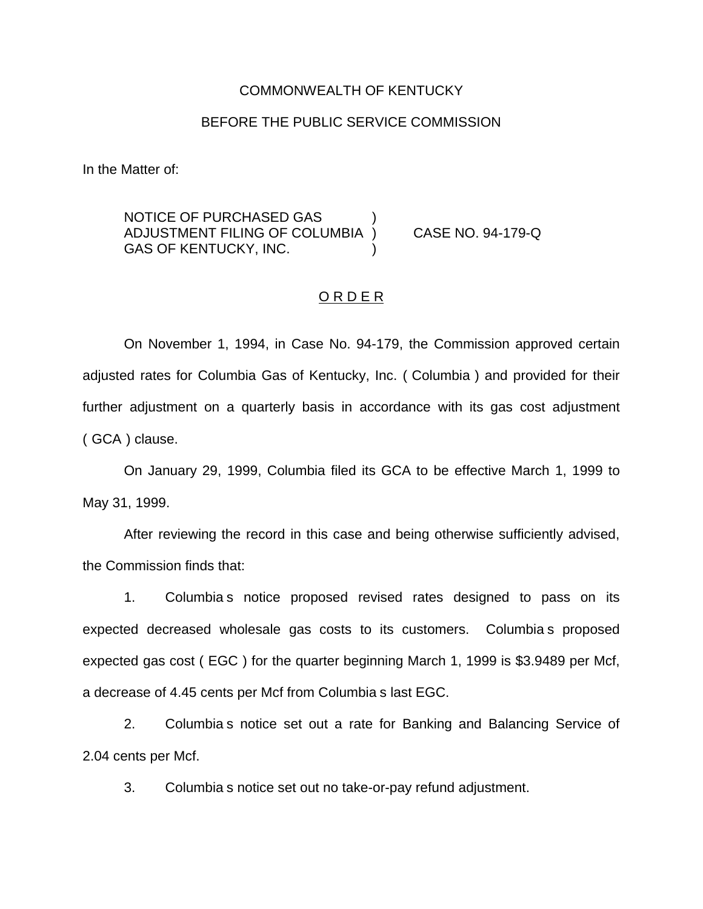COMMONWEALTH OF KENTUCKY

BEFORE THE PUBLIC SERVICE COMMISSION

In the Matter of:

NOTICE OF PURCHASED GAS )
ADJUSTMENT FILING OF COLUMBIA ) CASE NO. 94-179-Q
GAS OF KENTUCKY, INC. )

## O R D E R

On November 1, 1994, in Case No. 94-179, the Commission approved certain adjusted rates for Columbia Gas of Kentucky, Inc. ( Columbia ) and provided for their further adjustment on a quarterly basis in accordance with its gas cost adjustment ( GCA ) clause.

On January 29, 1999, Columbia filed its GCA to be effective March 1, 1999 to May 31, 1999.

After reviewing the record in this case and being otherwise sufficiently advised, the Commission finds that:

1. Columbia s notice proposed revised rates designed to pass on its expected decreased wholesale gas costs to its customers. Columbia s proposed expected gas cost ( EGC ) for the quarter beginning March 1, 1999 is $3.9489 per Mcf, a decrease of 4.45 cents per Mcf from Columbia s last EGC.

2. Columbia s notice set out a rate for Banking and Balancing Service of 2.04 cents per Mcf.

3. Columbia s notice set out no take-or-pay refund adjustment.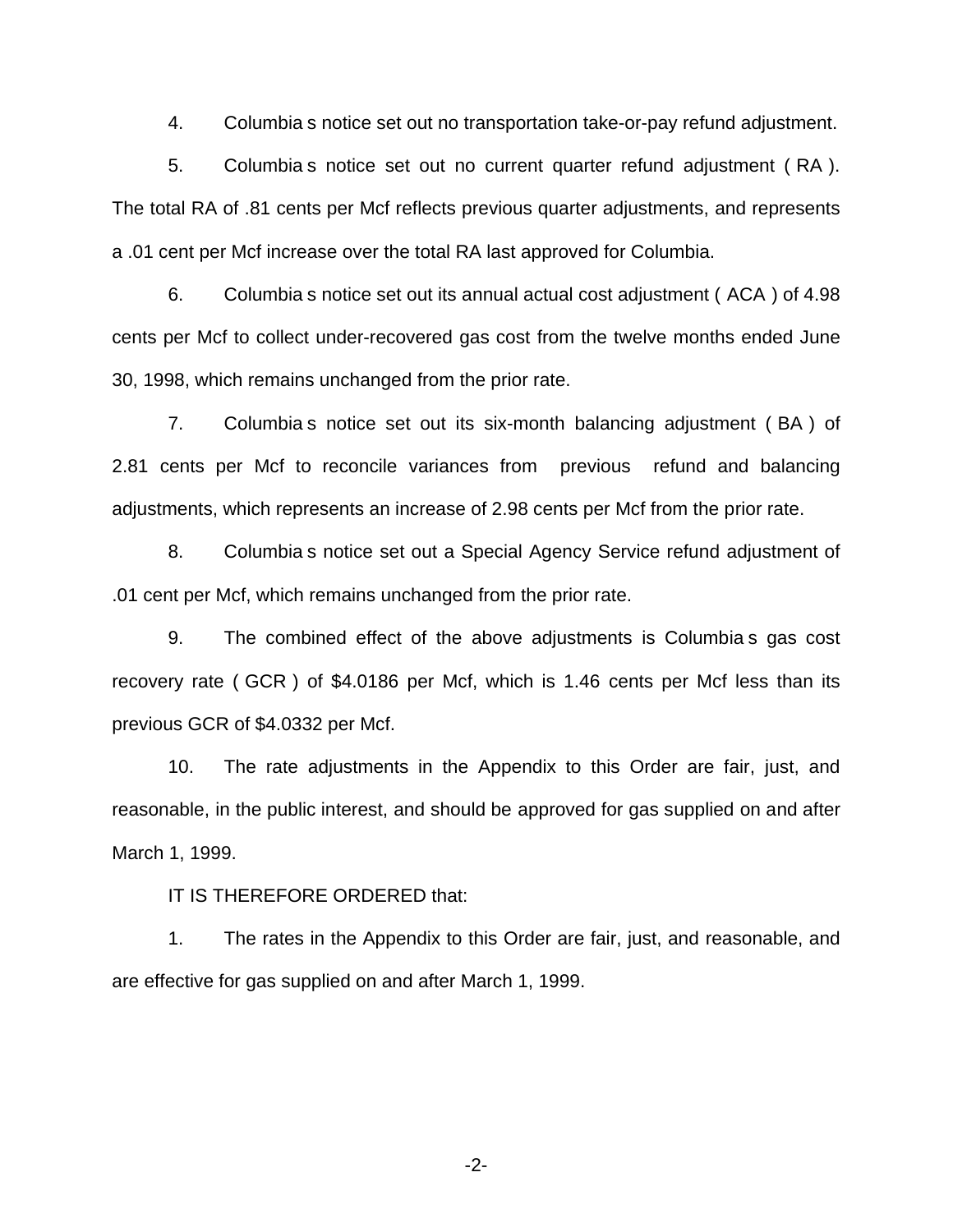4. Columbia s notice set out no transportation take-or-pay refund adjustment.

5. Columbia s notice set out no current quarter refund adjustment ( RA ). The total RA of .81 cents per Mcf reflects previous quarter adjustments, and represents a .01 cent per Mcf increase over the total RA last approved for Columbia.

6. Columbia s notice set out its annual actual cost adjustment ( ACA ) of 4.98 cents per Mcf to collect under-recovered gas cost from the twelve months ended June 30, 1998, which remains unchanged from the prior rate.

7. Columbia s notice set out its six-month balancing adjustment ( BA ) of 2.81 cents per Mcf to reconcile variances from previous refund and balancing adjustments, which represents an increase of 2.98 cents per Mcf from the prior rate.

8. Columbia s notice set out a Special Agency Service refund adjustment of .01 cent per Mcf, which remains unchanged from the prior rate.

9. The combined effect of the above adjustments is Columbia s gas cost recovery rate ( GCR ) of $4.0186 per Mcf, which is 1.46 cents per Mcf less than its previous GCR of $4.0332 per Mcf.

10. The rate adjustments in the Appendix to this Order are fair, just, and reasonable, in the public interest, and should be approved for gas supplied on and after March 1, 1999.

IT IS THEREFORE ORDERED that:

1. The rates in the Appendix to this Order are fair, just, and reasonable, and are effective for gas supplied on and after March 1, 1999.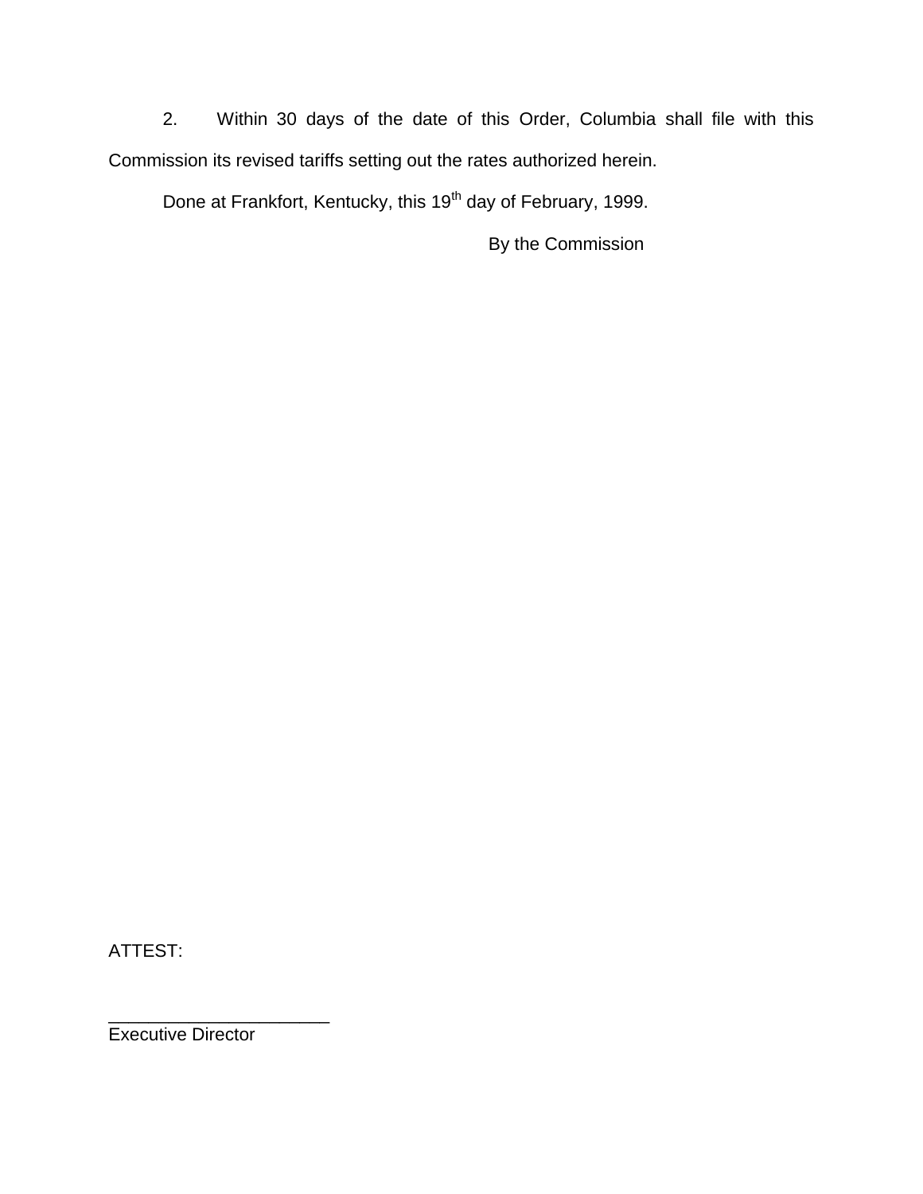2. Within 30 days of the date of this Order, Columbia shall file with this Commission its revised tariffs setting out the rates authorized herein.

Done at Frankfort, Kentucky, this 19th day of February, 1999.

By the Commission

ATTEST:

______________________
Executive Director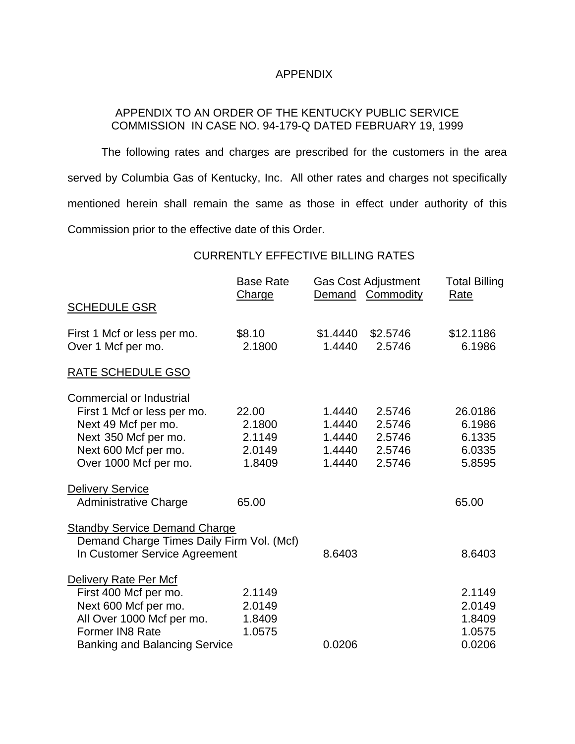APPENDIX

APPENDIX TO AN ORDER OF THE KENTUCKY PUBLIC SERVICE COMMISSION IN CASE NO. 94-179-Q DATED FEBRUARY 19, 1999

The following rates and charges are prescribed for the customers in the area served by Columbia Gas of Kentucky, Inc. All other rates and charges not specifically mentioned herein shall remain the same as those in effect under authority of this Commission prior to the effective date of this Order.

CURRENTLY EFFECTIVE BILLING RATES

| | Base Rate Charge | Gas Cost Adjustment Demand | Gas Cost Adjustment Commodity | Total Billing Rate |
|---|---|---|---|---|
| SCHEDULE GSR | | | | |
| First 1 Mcf or less per mo. | $8.10 | $1.4440 | $2.5746 | $12.1186 |
| Over 1 Mcf per mo. | 2.1800 | 1.4440 | 2.5746 | 6.1986 |
| RATE SCHEDULE GSO | | | | |
| Commercial or Industrial | | | | |
| First 1 Mcf or less per mo. | 22.00 | 1.4440 | 2.5746 | 26.0186 |
| Next 49 Mcf per mo. | 2.1800 | 1.4440 | 2.5746 | 6.1986 |
| Next 350 Mcf per mo. | 2.1149 | 1.4440 | 2.5746 | 6.1335 |
| Next 600 Mcf per mo. | 2.0149 | 1.4440 | 2.5746 | 6.0335 |
| Over 1000 Mcf per mo. | 1.8409 | 1.4440 | 2.5746 | 5.8595 |
| Delivery Service | | | | |
| Administrative Charge | 65.00 | | | 65.00 |
| Standby Service Demand Charge | | | | |
| Demand Charge Times Daily Firm Vol. (Mcf) In Customer Service Agreement | | 8.6403 | | 8.6403 |
| Delivery Rate Per Mcf | | | | |
| First 400 Mcf per mo. | 2.1149 | | | 2.1149 |
| Next 600 Mcf per mo. | 2.0149 | | | 2.0149 |
| All Over 1000 Mcf per mo. | 1.8409 | | | 1.8409 |
| Former IN8 Rate | 1.0575 | | | 1.0575 |
| Banking and Balancing Service | | 0.0206 | | 0.0206 |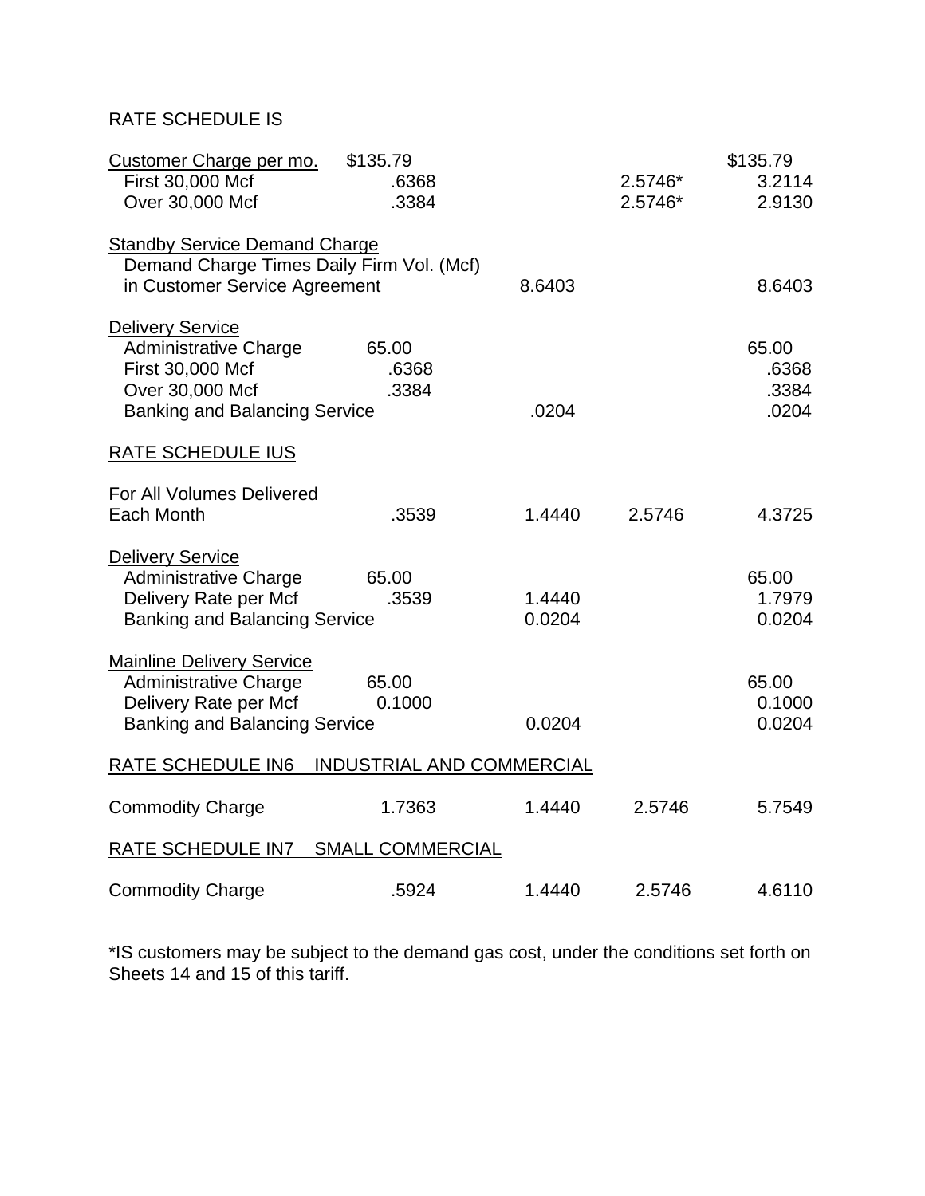RATE SCHEDULE IS

| | | | | |
|---|---|---|---|---|
| Customer Charge per mo. | $135.79 | | | $135.79 |
| First 30,000 Mcf | .6368 | | 2.5746* | 3.2114 |
| Over 30,000 Mcf | .3384 | | 2.5746* | 2.9130 |
| Standby Service Demand Charge | | | | |
| Demand Charge Times Daily Firm Vol. (Mcf) in Customer Service Agreement | | 8.6403 | | 8.6403 |
| Delivery Service | | | | |
| Administrative Charge | 65.00 | | | 65.00 |
| First 30,000 Mcf | .6368 | | | .6368 |
| Over 30,000 Mcf | .3384 | | | .3384 |
| Banking and Balancing Service | | .0204 | | .0204 |

RATE SCHEDULE IUS

| | | | | |
|---|---|---|---|---|
| For All Volumes Delivered Each Month | .3539 | 1.4440 | 2.5746 | 4.3725 |
| Delivery Service | | | | |
| Administrative Charge | 65.00 | | | 65.00 |
| Delivery Rate per Mcf | .3539 | 1.4440 | | 1.7979 |
| Banking and Balancing Service | | 0.0204 | | 0.0204 |
| Mainline Delivery Service | | | | |
| Administrative Charge | 65.00 | | | 65.00 |
| Delivery Rate per Mcf | 0.1000 | | | 0.1000 |
| Banking and Balancing Service | | 0.0204 | | 0.0204 |

RATE SCHEDULE IN6 INDUSTRIAL AND COMMERCIAL

| | | | | |
|---|---|---|---|---|
| Commodity Charge | 1.7363 | 1.4440 | 2.5746 | 5.7549 |

RATE SCHEDULE IN7 SMALL COMMERCIAL

| | | | | |
|---|---|---|---|---|
| Commodity Charge | .5924 | 1.4440 | 2.5746 | 4.6110 |

*IS customers may be subject to the demand gas cost, under the conditions set forth on Sheets 14 and 15 of this tariff.